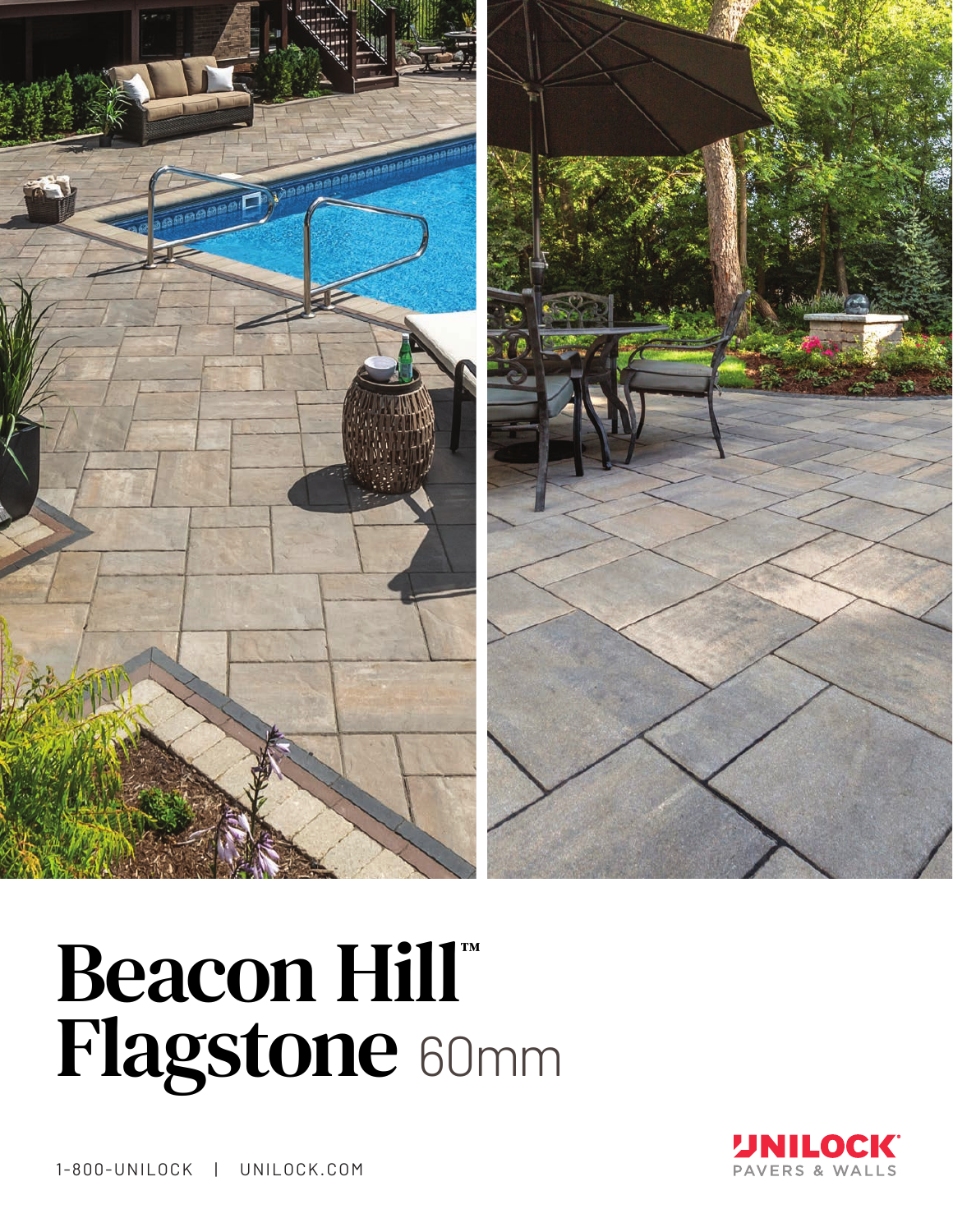# Beacon Hill™ Flagstone 60mm

1-800-UNILOCK | UNILOCK.COM

UNILOCK®
PAVERS & WALLS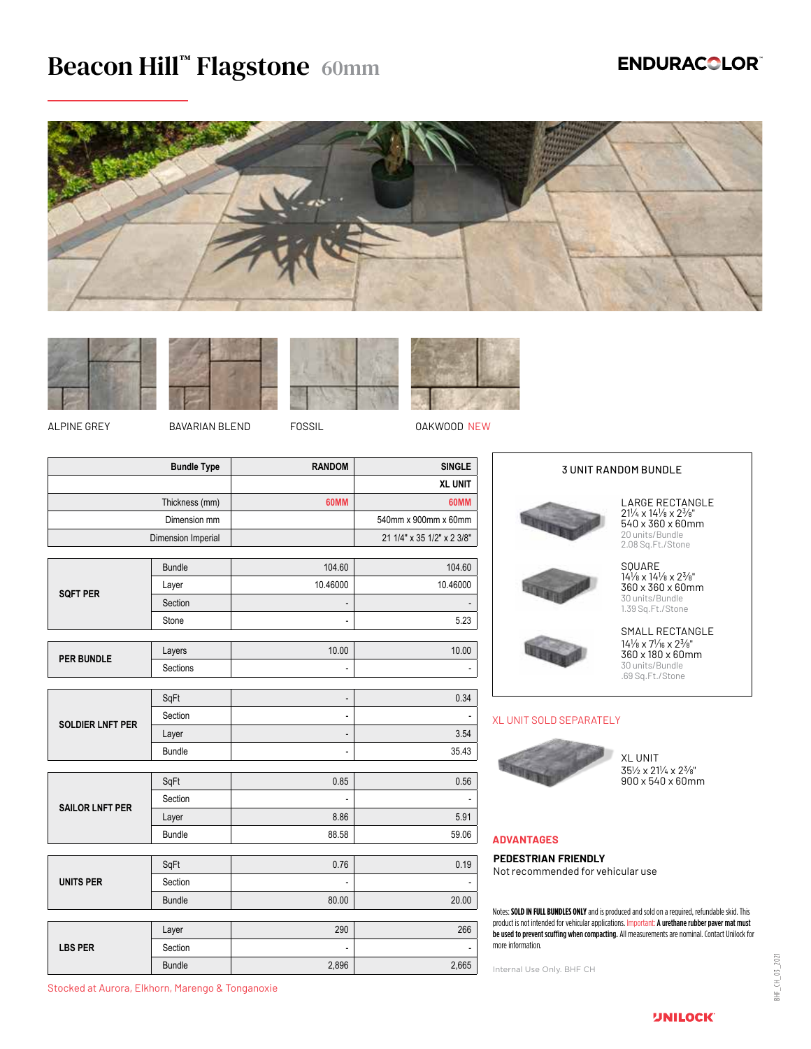# Beacon Hill™ Flagstone 60mm

ENDURACOLOR™

ALPINE GREY

BAVARIAN BLEND

FOSSIL

OAKWOOD NEW

| | Bundle Type | RANDOM | SINGLE |
|---|---|---|---|
| | | | XL UNIT |
| | Thickness (mm) | 60MM | 60MM |
| | Dimension mm | | 540mm x 900mm x 60mm |
| | Dimension Imperial | | 21 1/4" x 35 1/2" x 2 3/8" |
| SQFT PER | Bundle | 104.60 | 104.60 |
| | Layer | 10.46000 | 10.46000 |
| | Section | - | - |
| | Stone | - | 5.23 |
| PER BUNDLE | Layers | 10.00 | 10.00 |
| | Sections | - | - |
| SOLDIER LNFT PER | SqFt | - | 0.34 |
| | Section | - | - |
| | Layer | - | 3.54 |
| | Bundle | - | 35.43 |
| SAILOR LNFT PER | SqFt | 0.85 | 0.56 |
| | Section | - | - |
| | Layer | 8.86 | 5.91 |
| | Bundle | 88.58 | 59.06 |
| UNITS PER | SqFt | 0.76 | 0.19 |
| | Section | - | - |
| | Bundle | 80.00 | 20.00 |
| LBS PER | Layer | 290 | 266 |
| | Section | - | - |
| | Bundle | 2,896 | 2,665 |

Stocked at Aurora, Elkhorn, Marengo & Tonganoxie

## 3 UNIT RANDOM BUNDLE

**LARGE RECTANGLE**
21¼ x 14⅛ x 2⅜"
540 x 360 x 60mm
20 units/Bundle
2.08 Sq.Ft./Stone

**SQUARE**
14⅛ x 14⅛ x 2⅜"
360 x 360 x 60mm
30 units/Bundle
1.39 Sq.Ft./Stone

**SMALL RECTANGLE**
14⅛ x 7¹⁄₁₆ x 2⅜"
360 x 180 x 60mm
30 units/Bundle
.69 Sq.Ft./Stone

XL UNIT SOLD SEPARATELY

**XL UNIT**
35½ x 21¼ x 2⅜"
900 x 540 x 60mm

## ADVANTAGES

**PEDESTRIAN FRIENDLY**
Not recommended for vehicular use

Notes: **SOLD IN FULL BUNDLES ONLY** and is produced and sold on a required, refundable skid. This product is not intended for vehicular applications. Important: **A urethane rubber paver mat must be used to prevent scuffing when compacting.** All measurements are nominal. Contact Unilock for more information.

Internal Use Only. BHF CH

BHF_CH_03_2021

UNILOCK